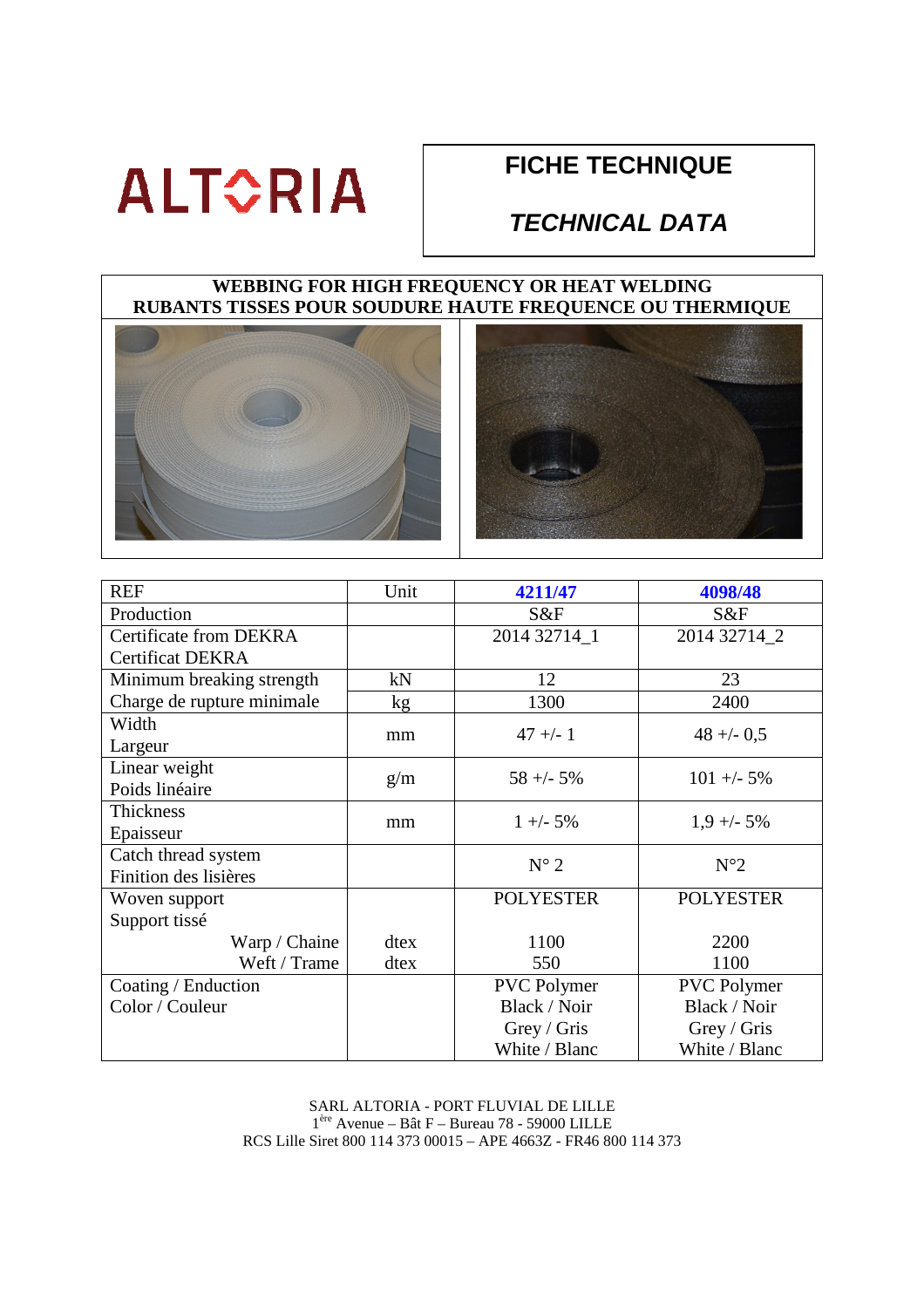ALTORIA

# FICHE TECHNIQUE

## *TECHNICAL DATA*

**WEBBING FOR HIGH FREQUENCY OR HEAT WELDING**
**RUBANTS TISSES POUR SOUDURE HAUTE FREQUENCE OU THERMIQUE**

| REF | Unit | **4211/47** | **4098/48** |
|---|---|---|---|
| Production | | S&F | S&F |
| Certificate from DEKRA<br>Certificat DEKRA | | 2014 32714_1 | 2014 32714_2 |
| Minimum breaking strength | kN | 12 | 23 |
| Charge de rupture minimale | kg | 1300 | 2400 |
| Width<br>Largeur | mm | 47 +/- 1 | 48 +/- 0,5 |
| Linear weight<br>Poids linéaire | g/m | 58 +/- 5% | 101 +/- 5% |
| Thickness<br>Epaisseur | mm | 1 +/- 5% | 1,9 +/- 5% |
| Catch thread system<br>Finition des lisières | | N° 2 | N°2 |
| Woven support<br>Support tissé | | POLYESTER | POLYESTER |
| Warp / Chaine | dtex | 1100 | 2200 |
| Weft / Trame | dtex | 550 | 1100 |
| Coating / Enduction<br>Color / Couleur | | PVC Polymer<br>Black / Noir<br>Grey / Gris<br>White / Blanc | PVC Polymer<br>Black / Noir<br>Grey / Gris<br>White / Blanc |

SARL ALTORIA - PORT FLUVIAL DE LILLE
1ère Avenue – Bât F – Bureau 78 - 59000 LILLE
RCS Lille Siret 800 114 373 00015 – APE 4663Z - FR46 800 114 373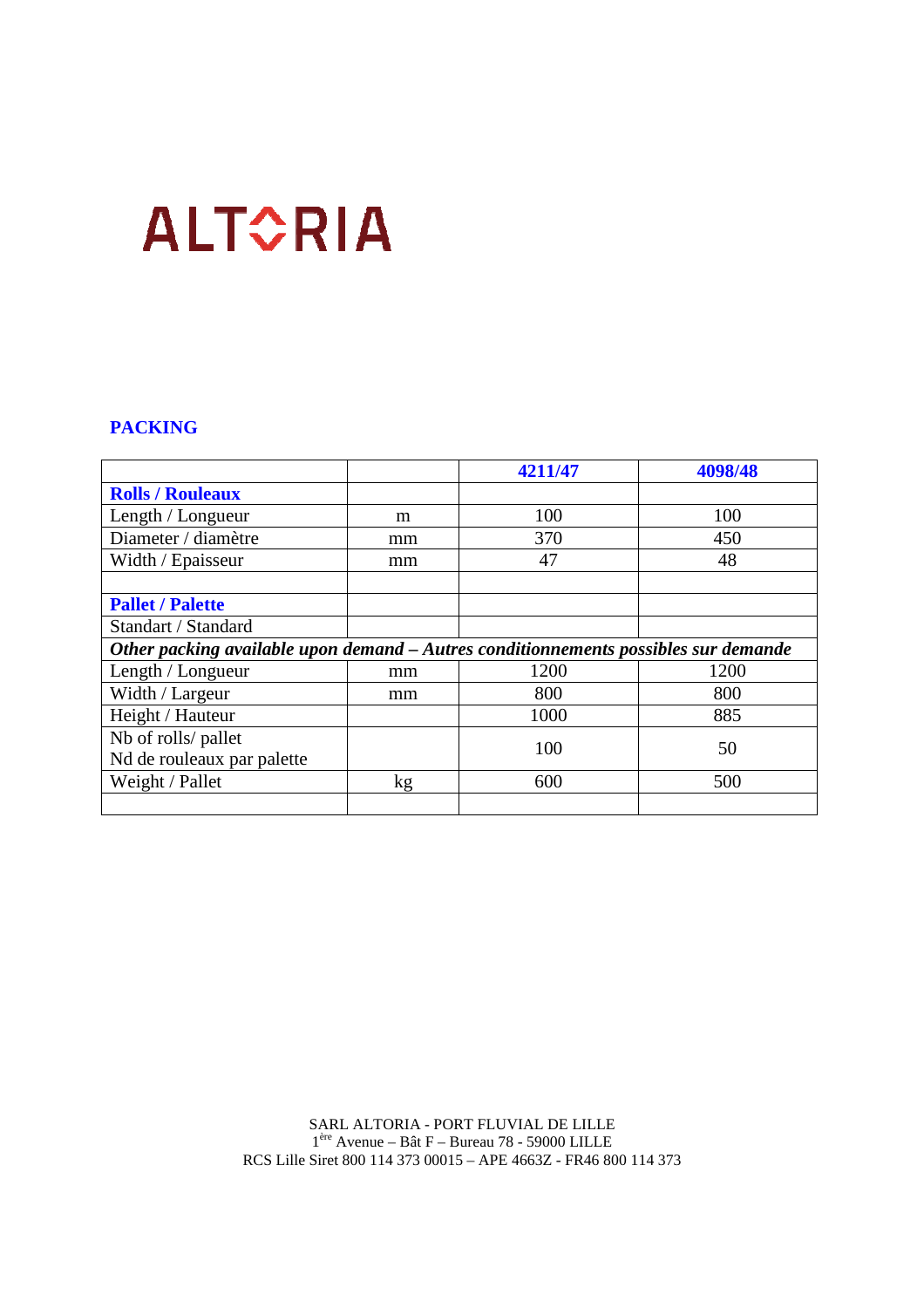ALTORIA

## PACKING

| | | 4211/47 | 4098/48 |
|---|---|---|---|
| **Rolls / Rouleaux** | | | |
| Length / Longueur | m | 100 | 100 |
| Diameter / diamètre | mm | 370 | 450 |
| Width / Epaisseur | mm | 47 | 48 |
| | | | |
| **Pallet / Palette** | | | |
| Standart / Standard | | | |
| ***Other packing available upon demand – Autres conditionnements possibles sur demande*** | | | |
| Length / Longueur | mm | 1200 | 1200 |
| Width / Largeur | mm | 800 | 800 |
| Height / Hauteur | | 1000 | 885 |
| Nb of rolls/ pallet Nd de rouleaux par palette | | 100 | 50 |
| Weight / Pallet | kg | 600 | 500 |
| | | | |

SARL ALTORIA - PORT FLUVIAL DE LILLE
1ère Avenue – Bât F – Bureau 78 - 59000 LILLE
RCS Lille Siret 800 114 373 00015 – APE 4663Z - FR46 800 114 373